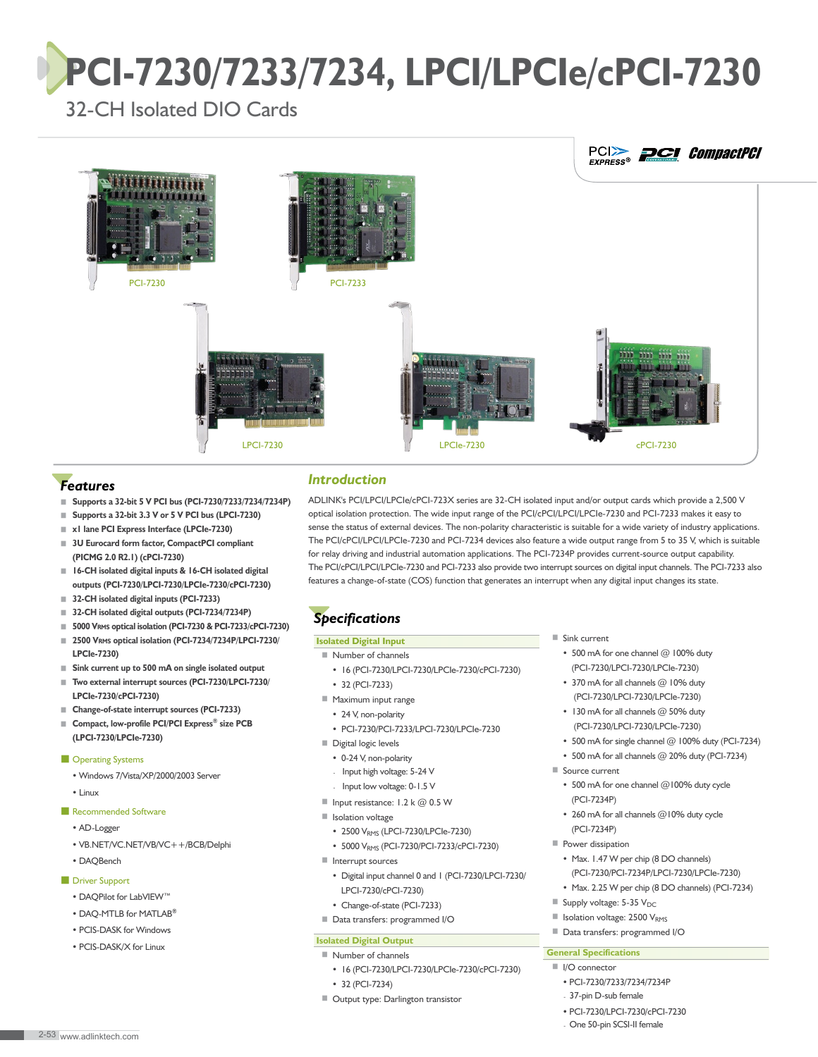# PCI-7230/7233/7234, LPCI/LPCIe/cPCI-7230

## 32-CH Isolated DIO Cards

PCI-7230

PCI-7233

LPCI-7230

LPCIe-7230

cPCI-7230

## Features

- Supports a 32-bit 5 V PCI bus (PCI-7230/7233/7234/7234P)
- Supports a 32-bit 3.3 V or 5 V PCI bus (LPCI-7230)
- x1 lane PCI Express Interface (LPCIe-7230)
- 3U Eurocard form factor, CompactPCI compliant (PICMG 2.0 R2.1) (cPCI-7230)
- 16-CH isolated digital inputs & 16-CH isolated digital outputs (PCI-7230/LPCI-7230/LPCIe-7230/cPCI-7230)
- 32-CH isolated digital inputs (PCI-7233)
- 32-CH isolated digital outputs (PCI-7234/7234P)
- 5000 $V_{RMS}$ optical isolation (PCI-7230 & PCI-7233/cPCI-7230)
- 2500 $V_{RMS}$ optical isolation (PCI-7234/7234P/LPCI-7230/LPCIe-7230)
- Sink current up to 500 mA on single isolated output
- Two external interrupt sources (PCI-7230/LPCI-7230/LPCIe-7230/cPCI-7230)
- Change-of-state interrupt sources (PCI-7233)
- Compact, low-profile PCI/PCI Express® size PCB (LPCI-7230/LPCIe-7230)

### Operating Systems

- Windows 7/Vista/XP/2000/2003 Server
- Linux

### Recommended Software

- AD-Logger
- VB.NET/VC.NET/VB/VC++/BCB/Delphi
- DAQBench

### Driver Support

- DAQPilot for LabVIEW™
- DAQ-MTLB for MATLAB®
- PCIS-DASK for Windows
- PCIS-DASK/X for Linux

## Introduction

ADLINK's PCI/LPCI/LPCIe/cPCI-723X series are 32-CH isolated input and/or output cards which provide a 2,500 V optical isolation protection. The wide input range of the PCI/cPCI/LPCI/LPCIe-7230 and PCI-7233 makes it easy to sense the status of external devices. The non-polarity characteristic is suitable for a wide variety of industry applications. The PCI/cPCI/LPCI/LPCIe-7230 and PCI-7234 devices also feature a wide output range from 5 to 35 V, which is suitable for relay driving and industrial automation applications. The PCI-7234P provides current-source output capability.
The PCI/cPCI/LPCI/LPCIe-7230 and PCI-7233 also provide two interrupt sources on digital input channels. The PCI-7233 also features a change-of-state (COS) function that generates an interrupt when any digital input changes its state.

## Specifications

### Isolated Digital Input

- Number of channels
  - 16 (PCI-7230/LPCI-7230/LPCIe-7230/cPCI-7230)
  - 32 (PCI-7233)
- Maximum input range
  - 24 V, non-polarity
  - PCI-7230/PCI-7233/LPCI-7230/LPCIe-7230
- Digital logic levels
  - 0-24 V, non-polarity
    - Input high voltage: 5-24 V
    - Input low voltage: 0-1.5 V
- Input resistance: 1.2 k @ 0.5 W
- Isolation voltage
  - 2500 $V_{RMS}$ (LPCI-7230/LPCIe-7230)
  - 5000 $V_{RMS}$ (PCI-7230/PCI-7233/cPCI-7230)
- Interrupt sources
  - Digital input channel 0 and 1 (PCI-7230/LPCI-7230/LPCI-7230/cPCI-7230)
  - Change-of-state (PCI-7233)
- Data transfers: programmed I/O

### Isolated Digital Output

- Number of channels
  - 16 (PCI-7230/LPCI-7230/LPCIe-7230/cPCI-7230)
  - 32 (PCI-7234)
- Output type: Darlington transistor
- Sink current
  - 500 mA for one channel @ 100% duty (PCI-7230/LPCI-7230/LPCIe-7230)
  - 370 mA for all channels @ 10% duty (PCI-7230/LPCI-7230/LPCIe-7230)
  - 130 mA for all channels @ 50% duty (PCI-7230/LPCI-7230/LPCIe-7230)
  - 500 mA for single channel @ 100% duty (PCI-7234)
  - 500 mA for all channels @ 20% duty (PCI-7234)
- Source current
  - 500 mA for one channel @100% duty cycle (PCI-7234P)
  - 260 mA for all channels @10% duty cycle (PCI-7234P)
- Power dissipation
  - Max. 1.47 W per chip (8 DO channels) (PCI-7230/PCI-7234P/LPCI-7230/LPCIe-7230)
  - Max. 2.25 W per chip (8 DO channels) (PCI-7234)
- Supply voltage: 5-35 $V_{DC}$
- Isolation voltage: 2500 $V_{RMS}$
- Data transfers: programmed I/O

### General Specifications

- I/O connector
  - PCI-7230/7233/7234/7234P
    - 37-pin D-sub female
  - PCI-7230/LPCI-7230/cPCI-7230
    - One 50-pin SCSI-II female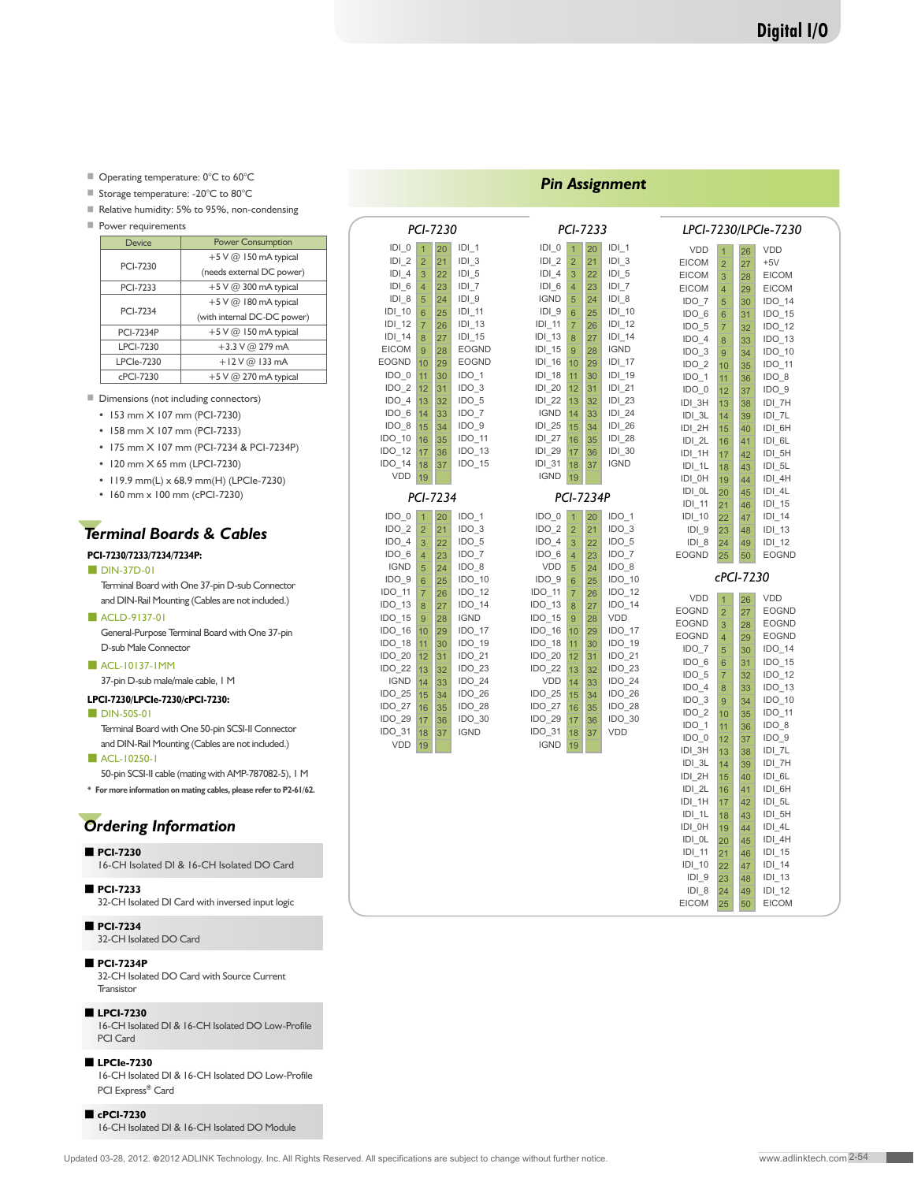- Operating temperature: 0°C to 60°C
- Storage temperature: -20°C to 80°C
- Relative humidity: 5% to 95%, non-condensing
- Power requirements

| Device | Power Consumption |
|---|---|
| PCI-7230 | +5 V @ 150 mA typical (needs external DC power) |
| PCI-7233 | +5 V @ 300 mA typical |
| PCI-7234 | +5 V @ 180 mA typical (with internal DC-DC power) |
| PCI-7234P | +5 V @ 150 mA typical |
| LPCI-7230 | +3.3 V @ 279 mA |
| LPCIe-7230 | +12 V @ 133 mA |
| cPCI-7230 | +5 V @ 270 mA typical |

- Dimensions (not including connectors)
  - 153 mm X 107 mm (PCI-7230)
  - 158 mm X 107 mm (PCI-7233)
  - 175 mm X 107 mm (PCI-7234 & PCI-7234P)
  - 120 mm X 65 mm (LPCI-7230)
  - 119.9 mm(L) x 68.9 mm(H) (LPCIe-7230)
  - 160 mm x 100 mm (cPCI-7230)

## Terminal Boards & Cables

**PCI-7230/7233/7234/7234P:**

- DIN-37D-01
  Terminal Board with One 37-pin D-sub Connector and DIN-Rail Mounting (Cables are not included.)
- ACLD-9137-01
  General-Purpose Terminal Board with One 37-pin D-sub Male Connector
- ACL-10137-1MM
  37-pin D-sub male/male cable, 1 M

**LPCI-7230/LPCIe-7230/cPCI-7230:**

- DIN-50S-01
  Terminal Board with One 50-pin SCSI-II Connector and DIN-Rail Mounting (Cables are not included.)
- ACL-10250-1
  50-pin SCSI-II cable (mating with AMP-787082-5), 1 M

\* **For more information on mating cables, please refer to P2-61/62.**

## Ordering Information

- **PCI-7230**
  16-CH Isolated DI & 16-CH Isolated DO Card
- **PCI-7233**
  32-CH Isolated DI Card with inversed input logic
- **PCI-7234**
  32-CH Isolated DO Card
- **PCI-7234P**
  32-CH Isolated DO Card with Source Current Transistor
- **LPCI-7230**
  16-CH Isolated DI & 16-CH Isolated DO Low-Profile PCI Card
- **LPCIe-7230**
  16-CH Isolated DI & 16-CH Isolated DO Low-Profile PCI Express® Card
- **cPCI-7230**
  16-CH Isolated DI & 16-CH Isolated DO Module

## Pin Assignment

### PCI-7230

| | | | |
|---|---|---|---|
| IDI_0 | 1 | 20 | IDI_1 |
| IDI_2 | 2 | 21 | IDI_3 |
| IDI_4 | 3 | 22 | IDI_5 |
| IDI_6 | 4 | 23 | IDI_7 |
| IDI_8 | 5 | 24 | IDI_9 |
| IDI_10 | 6 | 25 | IDI_11 |
| IDI_12 | 7 | 26 | IDI_13 |
| IDI_14 | 8 | 27 | IDI_15 |
| EICOM | 9 | 28 | EOGND |
| EOGND | 10 | 29 | EOGND |
| IDO_0 | 11 | 30 | IDO_1 |
| IDO_2 | 12 | 31 | IDO_3 |
| IDO_4 | 13 | 32 | IDO_5 |
| IDO_6 | 14 | 33 | IDO_7 |
| IDO_8 | 15 | 34 | IDO_9 |
| IDO_10 | 16 | 35 | IDO_11 |
| IDO_12 | 17 | 36 | IDO_13 |
| IDO_14 | 18 | 37 | IDO_15 |
| VDD | 19 | | |

### PCI-7233

| | | | |
|---|---|---|---|
| IDI_0 | 1 | 20 | IDI_1 |
| IDI_2 | 2 | 21 | IDI_3 |
| IDI_4 | 3 | 22 | IDI_5 |
| IDI_6 | 4 | 23 | IDI_7 |
| IGND | 5 | 24 | IDI_8 |
| IDI_9 | 6 | 25 | IDI_10 |
| IDI_11 | 7 | 26 | IDI_12 |
| IDI_13 | 8 | 27 | IDI_14 |
| IDI_15 | 9 | 28 | IGND |
| IDI_16 | 10 | 29 | IDI_17 |
| IDI_18 | 11 | 30 | IDI_19 |
| IDI_20 | 12 | 31 | IDI_21 |
| IDI_22 | 13 | 32 | IDI_23 |
| IGND | 14 | 33 | IDI_24 |
| IDI_25 | 15 | 34 | IDI_26 |
| IDI_27 | 16 | 35 | IDI_28 |
| IDI_29 | 17 | 36 | IDI_30 |
| IDI_31 | 18 | 37 | IGND |
| IGND | 19 | | |

### PCI-7234

| | | | |
|---|---|---|---|
| IDO_0 | 1 | 20 | IDO_1 |
| IDO_2 | 2 | 21 | IDO_3 |
| IDO_4 | 3 | 22 | IDO_5 |
| IDO_6 | 4 | 23 | IDO_7 |
| IGND | 5 | 24 | IDO_8 |
| IDO_9 | 6 | 25 | IDO_10 |
| IDO_11 | 7 | 26 | IDO_12 |
| IDO_13 | 8 | 27 | IDO_14 |
| IDO_15 | 9 | 28 | IGND |
| IDO_16 | 10 | 29 | IDO_17 |
| IDO_18 | 11 | 30 | IDO_19 |
| IDO_20 | 12 | 31 | IDO_21 |
| IDO_22 | 13 | 32 | IDO_23 |
| IGND | 14 | 33 | IDO_24 |
| IDO_25 | 15 | 34 | IDO_26 |
| IDO_27 | 16 | 35 | IDO_28 |
| IDO_29 | 17 | 36 | IDO_30 |
| IDO_31 | 18 | 37 | IGND |
| VDD | 19 | | |

### PCI-7234P

| | | | |
|---|---|---|---|
| IDO_0 | 1 | 20 | IDO_1 |
| IDO_2 | 2 | 21 | IDO_3 |
| IDO_4 | 3 | 22 | IDO_5 |
| IDO_6 | 4 | 23 | IDO_7 |
| VDD | 5 | 24 | IDO_8 |
| IDO_9 | 6 | 25 | IDO_10 |
| IDO_11 | 7 | 26 | IDO_12 |
| IDO_13 | 8 | 27 | IDO_14 |
| IDO_15 | 9 | 28 | VDD |
| IDO_16 | 10 | 29 | IDO_17 |
| IDO_18 | 11 | 30 | IDO_19 |
| IDO_20 | 12 | 31 | IDO_21 |
| IDO_22 | 13 | 32 | IDO_23 |
| VDD | 14 | 33 | IDO_24 |
| IDO_25 | 15 | 34 | IDO_26 |
| IDO_27 | 16 | 35 | IDO_28 |
| IDO_29 | 17 | 36 | IDO_30 |
| IDO_31 | 18 | 37 | VDD |
| IGND | 19 | | |

### LPCI-7230/LPCIe-7230

| | | | |
|---|---|---|---|
| VDD | 1 | 26 | VDD |
| EICOM | 2 | 27 | +5V |
| EICOM | 3 | 28 | EICOM |
| EICOM | 4 | 29 | EICOM |
| IDO_7 | 5 | 30 | IDO_14 |
| IDO_6 | 6 | 31 | IDO_15 |
| IDO_5 | 7 | 32 | IDO_12 |
| IDO_4 | 8 | 33 | IDO_13 |
| IDO_3 | 9 | 34 | IDO_10 |
| IDO_2 | 10 | 35 | IDO_11 |
| IDO_1 | 11 | 36 | IDO_8 |
| IDO_0 | 12 | 37 | IDO_9 |
| IDI_3H | 13 | 38 | IDI_7H |
| IDI_3L | 14 | 39 | IDI_7L |
| IDI_2H | 15 | 40 | IDI_6H |
| IDI_2L | 16 | 41 | IDI_6L |
| IDI_1H | 17 | 42 | IDI_5H |
| IDI_1L | 18 | 43 | IDI_5L |
| IDI_0H | 19 | 44 | IDI_4H |
| IDI_0L | 20 | 45 | IDI_4L |
| IDI_11 | 21 | 46 | IDI_15 |
| IDI_10 | 22 | 47 | IDI_14 |
| IDI_9 | 23 | 48 | IDI_13 |
| IDI_8 | 24 | 49 | IDI_12 |
| EOGND | 25 | 50 | EOGND |

### cPCI-7230

| | | | |
|---|---|---|---|
| VDD | 1 | 26 | VDD |
| EOGND | 2 | 27 | EOGND |
| EOGND | 3 | 28 | EOGND |
| EOGND | 4 | 29 | EOGND |
| IDO_7 | 5 | 30 | IDO_14 |
| IDO_6 | 6 | 31 | IDO_15 |
| IDO_5 | 7 | 32 | IDO_12 |
| IDO_4 | 8 | 33 | IDO_13 |
| IDO_3 | 9 | 34 | IDO_10 |
| IDO_2 | 10 | 35 | IDO_11 |
| IDO_1 | 11 | 36 | IDO_8 |
| IDO_0 | 12 | 37 | IDO_9 |
| IDI_3H | 13 | 38 | IDI_7L |
| IDI_3L | 14 | 39 | IDI_7H |
| IDI_2H | 15 | 40 | IDI_6L |
| IDI_2L | 16 | 41 | IDI_6H |
| IDI_1H | 17 | 42 | IDI_5L |
| IDI_1L | 18 | 43 | IDI_5H |
| IDI_0H | 19 | 44 | IDI_4L |
| IDI_0L | 20 | 45 | IDO_4H |
| IDI_11 | 21 | 46 | IDI_15 |
| IDI_10 | 22 | 47 | IDI_14 |
| IDI_9 | 23 | 48 | IDI_13 |
| IDI_8 | 24 | 49 | IDI_12 |
| EICOM | 25 | 50 | EICOM |